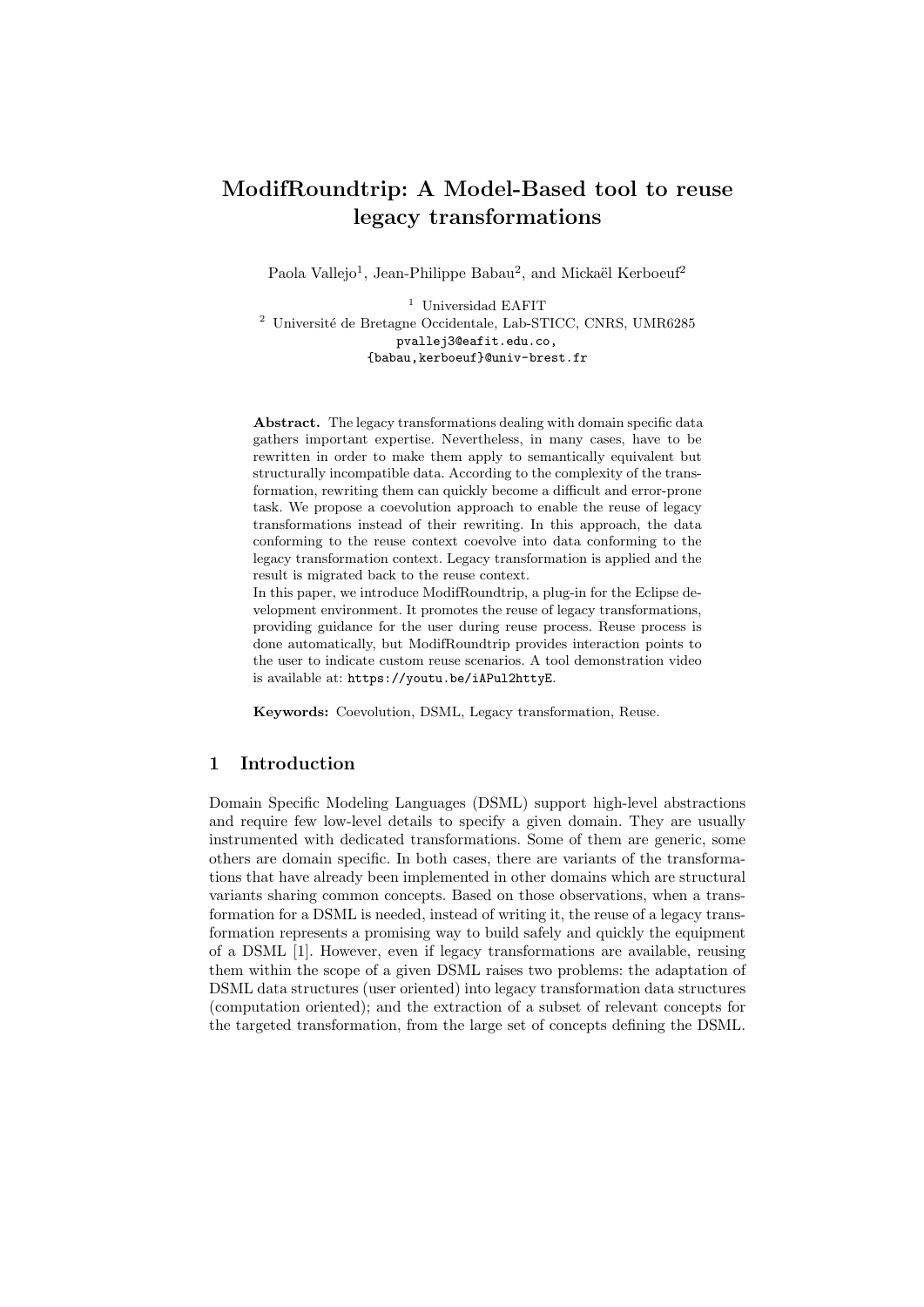# ModifRoundtrip: A Model-Based tool to reuse legacy transformations

Paola Vallejo[1], Jean-Philippe Babau[2], and Mickaël Kerboeuf[2]

[1] Universidad EAFIT
[2] Université de Bretagne Occidentale, Lab-STICC, CNRS, UMR6285
pvallej3@eafit.edu.co,
{babau,kerboeuf}@univ-brest.fr

**Abstract.** The legacy transformations dealing with domain specific data gathers important expertise. Nevertheless, in many cases, have to be rewritten in order to make them apply to semantically equivalent but structurally incompatible data. According to the complexity of the transformation, rewriting them can quickly become a difficult and error-prone task. We propose a coevolution approach to enable the reuse of legacy transformations instead of their rewriting. In this approach, the data conforming to the reuse context coevolve into data conforming to the legacy transformation context. Legacy transformation is applied and the result is migrated back to the reuse context.
In this paper, we introduce ModifRoundtrip, a plug-in for the Eclipse development environment. It promotes the reuse of legacy transformations, providing guidance for the user during reuse process. Reuse process is done automatically, but ModifRoundtrip provides interaction points to the user to indicate custom reuse scenarios. A tool demonstration video is available at: https://youtu.be/iAPul2httyE.

**Keywords:** Coevolution, DSML, Legacy transformation, Reuse.

## 1 Introduction

Domain Specific Modeling Languages (DSML) support high-level abstractions and require few low-level details to specify a given domain. They are usually instrumented with dedicated transformations. Some of them are generic, some others are domain specific. In both cases, there are variants of the transformations that have already been implemented in other domains which are structural variants sharing common concepts. Based on those observations, when a transformation for a DSML is needed, instead of writing it, the reuse of a legacy transformation represents a promising way to build safely and quickly the equipment of a DSML [1]. However, even if legacy transformations are available, reusing them within the scope of a given DSML raises two problems: the adaptation of DSML data structures (user oriented) into legacy transformation data structures (computation oriented); and the extraction of a subset of relevant concepts for the targeted transformation, from the large set of concepts defining the DSML.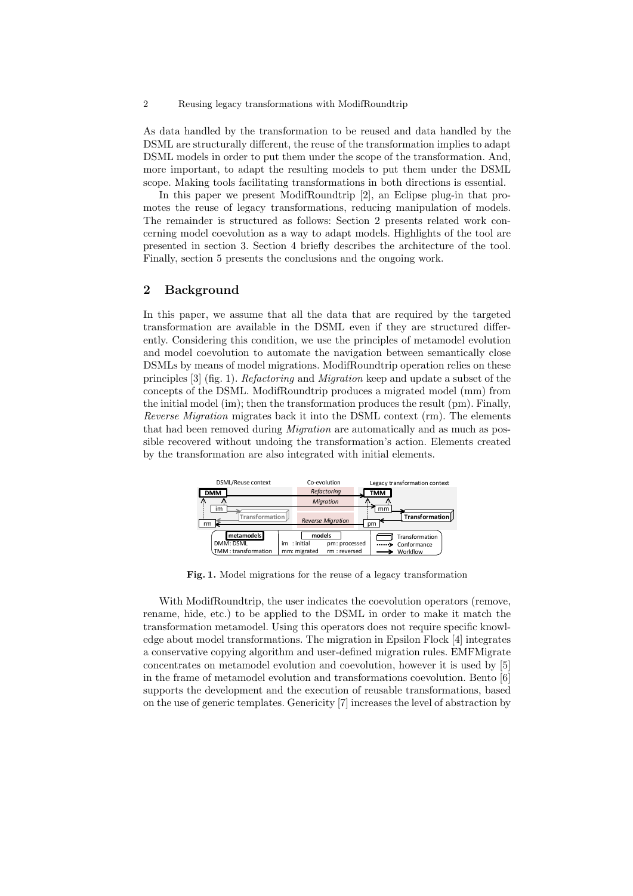As data handled by the transformation to be reused and data handled by the DSML are structurally different, the reuse of the transformation implies to adapt DSML models in order to put them under the scope of the transformation. And, more important, to adapt the resulting models to put them under the DSML scope. Making tools facilitating transformations in both directions is essential.

In this paper we present ModifRoundtrip [2], an Eclipse plug-in that promotes the reuse of legacy transformations, reducing manipulation of models. The remainder is structured as follows: Section 2 presents related work concerning model coevolution as a way to adapt models. Highlights of the tool are presented in section 3. Section 4 briefly describes the architecture of the tool. Finally, section 5 presents the conclusions and the ongoing work.

## 2 Background

In this paper, we assume that all the data that are required by the targeted transformation are available in the DSML even if they are structured differently. Considering this condition, we use the principles of metamodel evolution and model coevolution to automate the navigation between semantically close DSMLs by means of model migrations. ModifRoundtrip operation relies on these principles [3] (fig. 1). *Refactoring* and *Migration* keep and update a subset of the concepts of the DSML. ModifRoundtrip produces a migrated model (mm) from the initial model (im); then the transformation produces the result (pm). Finally, *Reverse Migration* migrates back it into the DSML context (rm). The elements that had been removed during *Migration* are automatically and as much as possible recovered without undoing the transformation's action. Elements created by the transformation are also integrated with initial elements.

**Fig. 1.** Model migrations for the reuse of a legacy transformation

With ModifRoundtrip, the user indicates the coevolution operators (remove, rename, hide, etc.) to be applied to the DSML in order to make it match the transformation metamodel. Using this operators does not require specific knowledge about model transformations. The migration in Epsilon Flock [4] integrates a conservative copying algorithm and user-defined migration rules. EMFMigrate concentrates on metamodel evolution and coevolution, however it is used by [5] in the frame of metamodel evolution and transformations coevolution. Bento [6] supports the development and the execution of reusable transformations, based on the use of generic templates. Genericity [7] increases the level of abstraction by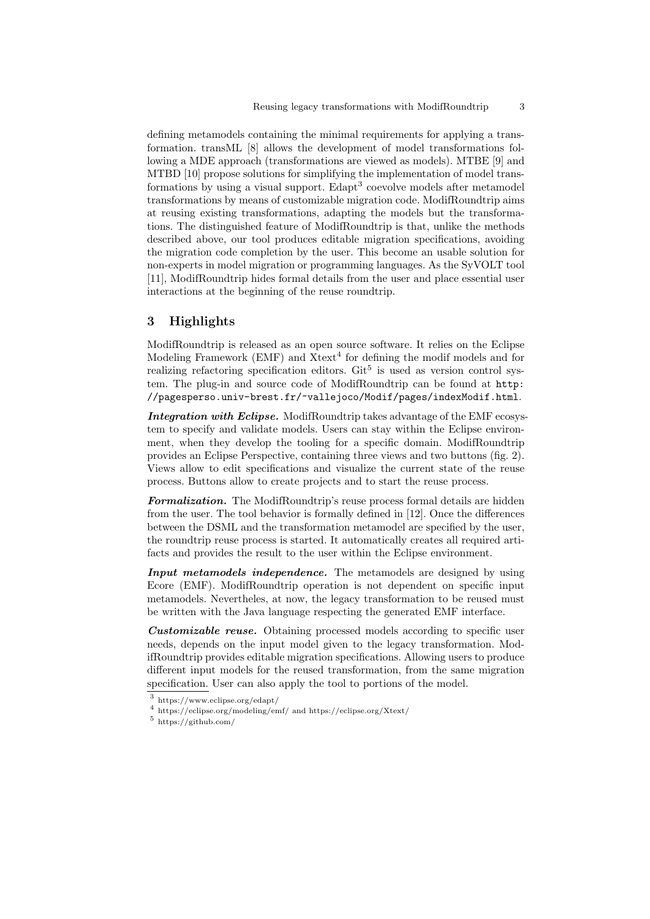defining metamodels containing the minimal requirements for applying a transformation. transML [8] allows the development of model transformations following a MDE approach (transformations are viewed as models). MTBE [9] and MTBD [10] propose solutions for simplifying the implementation of model transformations by using a visual support. Edapt[3] coevolve models after metamodel transformations by means of customizable migration code. ModifRoundtrip aims at reusing existing transformations, adapting the models but the transformations. The distinguished feature of ModifRoundtrip is that, unlike the methods described above, our tool produces editable migration specifications, avoiding the migration code completion by the user. This become an usable solution for non-experts in model migration or programming languages. As the SyVOLT tool [11], ModifRoundtrip hides formal details from the user and place essential user interactions at the beginning of the reuse roundtrip.

## 3 Highlights

ModifRoundtrip is released as an open source software. It relies on the Eclipse Modeling Framework (EMF) and Xtext[4] for defining the modif models and for realizing refactoring specification editors. Git[5] is used as version control system. The plug-in and source code of ModifRoundtrip can be found at `http://pagesperso.univ-brest.fr/~vallejoco/Modif/pages/indexModif.html`.

***Integration with Eclipse.*** ModifRoundtrip takes advantage of the EMF ecosystem to specify and validate models. Users can stay within the Eclipse environment, when they develop the tooling for a specific domain. ModifRoundtrip provides an Eclipse Perspective, containing three views and two buttons (fig. 2). Views allow to edit specifications and visualize the current state of the reuse process. Buttons allow to create projects and to start the reuse process.

***Formalization.*** The ModifRoundtrip's reuse process formal details are hidden from the user. The tool behavior is formally defined in [12]. Once the differences between the DSML and the transformation metamodel are specified by the user, the roundtrip reuse process is started. It automatically creates all required artifacts and provides the result to the user within the Eclipse environment.

***Input metamodels independence.*** The metamodels are designed by using Ecore (EMF). ModifRoundtrip operation is not dependent on specific input metamodels. Nevertheles, at now, the legacy transformation to be reused must be written with the Java language respecting the generated EMF interface.

***Customizable reuse.*** Obtaining processed models according to specific user needs, depends on the input model given to the legacy transformation. ModifRoundtrip provides editable migration specifications. Allowing users to produce different input models for the reused transformation, from the same migration specification. User can also apply the tool to portions of the model.

[3] https://www.eclipse.org/edapt/

[4] https://eclipse.org/modeling/emf/ and https://eclipse.org/Xtext/

[5] https://github.com/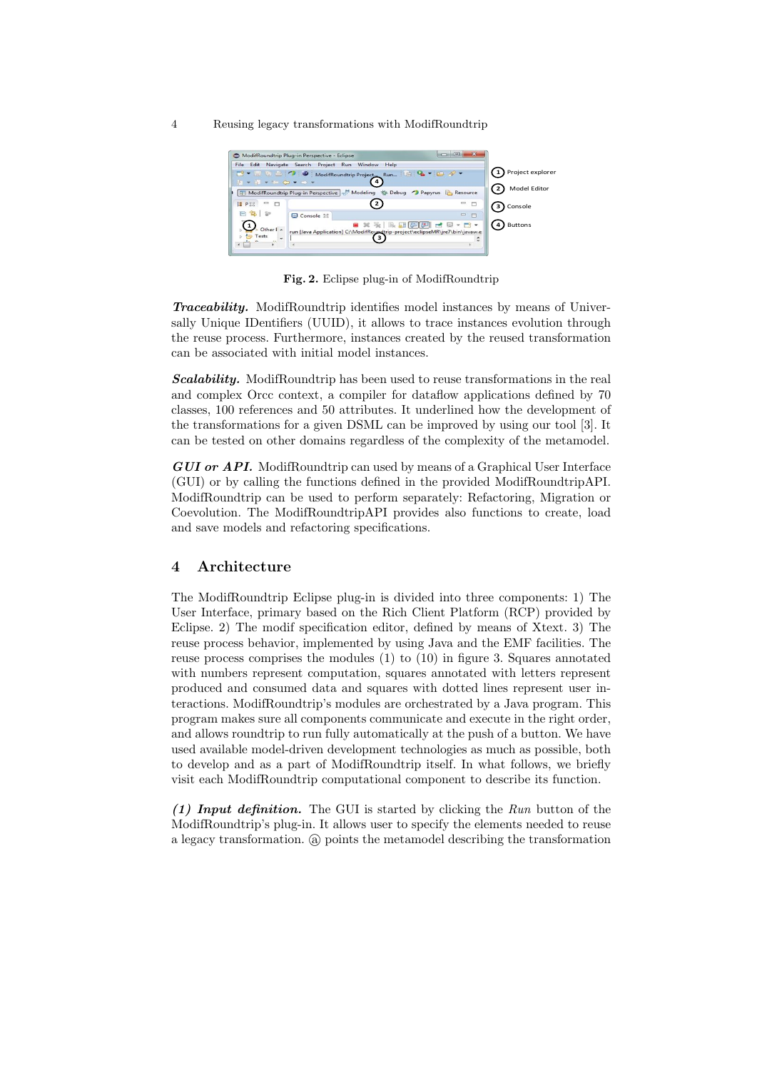Fig. 2. Eclipse plug-in of ModifRoundtrip

***Traceability.*** ModifRoundtrip identifies model instances by means of Universally Unique IDentifiers (UUID), it allows to trace instances evolution through the reuse process. Furthermore, instances created by the reused transformation can be associated with initial model instances.

***Scalability.*** ModifRoundtrip has been used to reuse transformations in the real and complex Orcc context, a compiler for dataflow applications defined by 70 classes, 100 references and 50 attributes. It underlined how the development of the transformations for a given DSML can be improved by using our tool [3]. It can be tested on other domains regardless of the complexity of the metamodel.

***GUI or API.*** ModifRoundtrip can used by means of a Graphical User Interface (GUI) or by calling the functions defined in the provided ModifRoundtripAPI. ModifRoundtrip can be used to perform separately: Refactoring, Migration or Coevolution. The ModifRoundtripAPI provides also functions to create, load and save models and refactoring specifications.

## 4 Architecture

The ModifRoundtrip Eclipse plug-in is divided into three components: 1) The User Interface, primary based on the Rich Client Platform (RCP) provided by Eclipse. 2) The modif specification editor, defined by means of Xtext. 3) The reuse process behavior, implemented by using Java and the EMF facilities. The reuse process comprises the modules (1) to (10) in figure 3. Squares annotated with numbers represent computation, squares annotated with letters represent produced and consumed data and squares with dotted lines represent user interactions. ModifRoundtrip's modules are orchestrated by a Java program. This program makes sure all components communicate and execute in the right order, and allows roundtrip to run fully automatically at the push of a button. We have used available model-driven development technologies as much as possible, both to develop and as a part of ModifRoundtrip itself. In what follows, we briefly visit each ModifRoundtrip computational component to describe its function.

***(1) Input definition.*** The GUI is started by clicking the *Run* button of the ModifRoundtrip's plug-in. It allows user to specify the elements needed to reuse a legacy transformation. ⓐ points the metamodel describing the transformation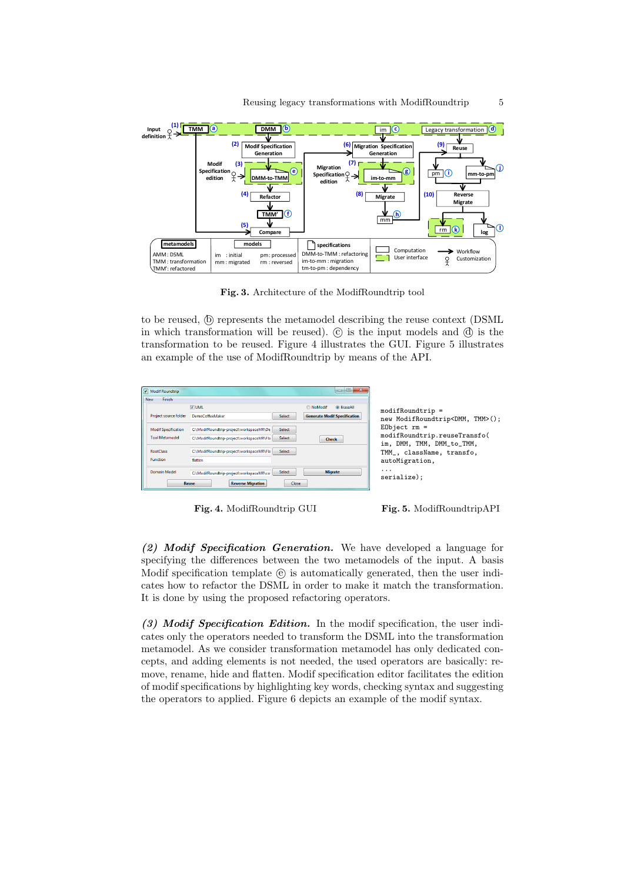**Fig. 3.** Architecture of the ModifRoundtrip tool

to be reused, ⓑ represents the metamodel describing the reuse context (DSML in which transformation will be reused). ⓒ is the input models and ⓓ is the transformation to be reused. Figure 4 illustrates the GUI. Figure 5 illustrates an example of the use of ModifRoundtrip by means of the API.

**Fig. 4.** ModifRoundtrip GUI

```
modifRoundtrip =
new ModifRoundtrip<DMM, TMM>();
EObject rm =
modifRoundtrip.reuseTransfo(
im, DMM, TMM, DMM_to_TMM,
TMM_, className, transfo,
autoMigration,
...
serialize);
```

**Fig. 5.** ModifRoundtripAPI

***(2) Modif Specification Generation.*** We have developed a language for specifying the differences between the two metamodels of the input. A basis Modif specification template ⓔ is automatically generated, then the user indicates how to refactor the DSML in order to make it match the transformation. It is done by using the proposed refactoring operators.

***(3) Modif Specification Edition.*** In the modif specification, the user indicates only the operators needed to transform the DSML into the transformation metamodel. As we consider transformation metamodel has only dedicated concepts, and adding elements is not needed, the used operators are basically: remove, rename, hide and flatten. Modif specification editor facilitates the edition of modif specifications by highlighting key words, checking syntax and suggesting the operators to applied. Figure 6 depicts an example of the modif syntax.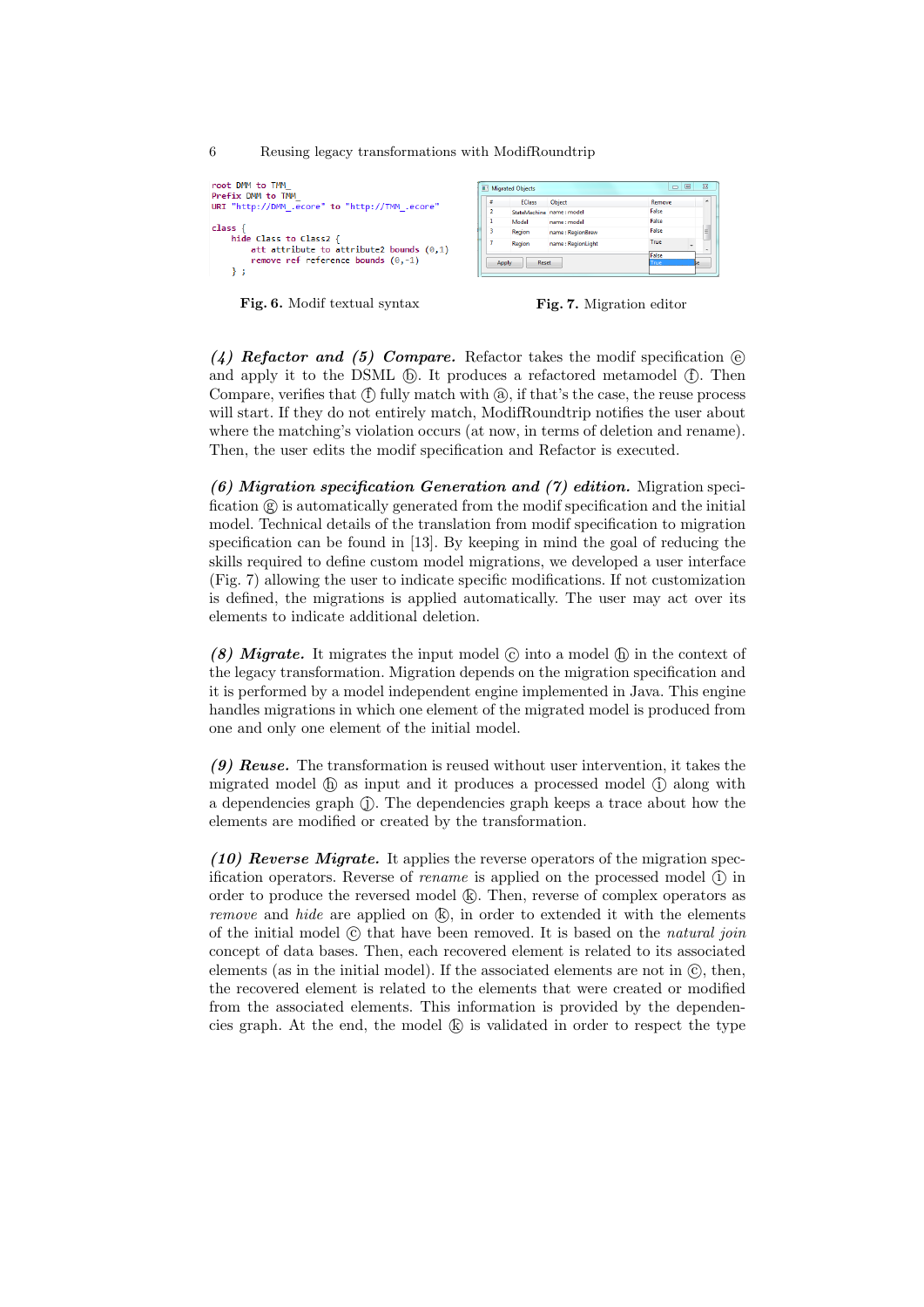```
root DMM to TMM_
Prefix DMM to TMM_
URI "http://DMM_.ecore" to "http://TMM_.ecore"

class {
    hide Class to Class2 {
        att attribute to attribute2 bounds (0,1)
        remove ref reference bounds (0,-1)
    } ;
```

**Fig. 6.** Modif textual syntax

| # | EClass | Object | Remove |
|---|---|---|---|
| 2 | StateMachine | name : model | False |
| 1 | Model | name : model | False |
| 3 | Region | name : RegionBrew | False |
| 7 | Region | name : RegionLight | True |

**Fig. 7.** Migration editor

***(4) Refactor* and *(5) Compare.*** Refactor takes the modif specification ⓔ and apply it to the DSML ⓑ. It produces a refactored metamodel ⓕ. Then Compare, verifies that ⓕ fully match with ⓐ, if that's the case, the reuse process will start. If they do not entirely match, ModifRoundtrip notifies the user about where the matching's violation occurs (at now, in terms of deletion and rename). Then, the user edits the modif specification and Refactor is executed.

***(6) Migration specification Generation and (7) edition.*** Migration specification ⓖ is automatically generated from the modif specification and the initial model. Technical details of the translation from modif specification to migration specification can be found in [13]. By keeping in mind the goal of reducing the skills required to define custom model migrations, we developed a user interface (Fig. 7) allowing the user to indicate specific modifications. If not customization is defined, the migrations is applied automatically. The user may act over its elements to indicate additional deletion.

***(8) Migrate.*** It migrates the input model ⓒ into a model ⓗ in the context of the legacy transformation. Migration depends on the migration specification and it is performed by a model independent engine implemented in Java. This engine handles migrations in which one element of the migrated model is produced from one and only one element of the initial model.

***(9) Reuse.*** The transformation is reused without user intervention, it takes the migrated model ⓗ as input and it produces a processed model ⓘ along with a dependencies graph ⓙ. The dependencies graph keeps a trace about how the elements are modified or created by the transformation.

***(10) Reverse Migrate.*** It applies the reverse operators of the migration specification operators. Reverse of *rename* is applied on the processed model ⓘ in order to produce the reversed model ⓚ. Then, reverse of complex operators as *remove* and *hide* are applied on ⓚ, in order to extended it with the elements of the initial model ⓒ that have been removed. It is based on the *natural join* concept of data bases. Then, each recovered element is related to its associated elements (as in the initial model). If the associated elements are not in ⓒ, then, the recovered element is related to the elements that were created or modified from the associated elements. This information is provided by the dependencies graph. At the end, the model ⓚ is validated in order to respect the type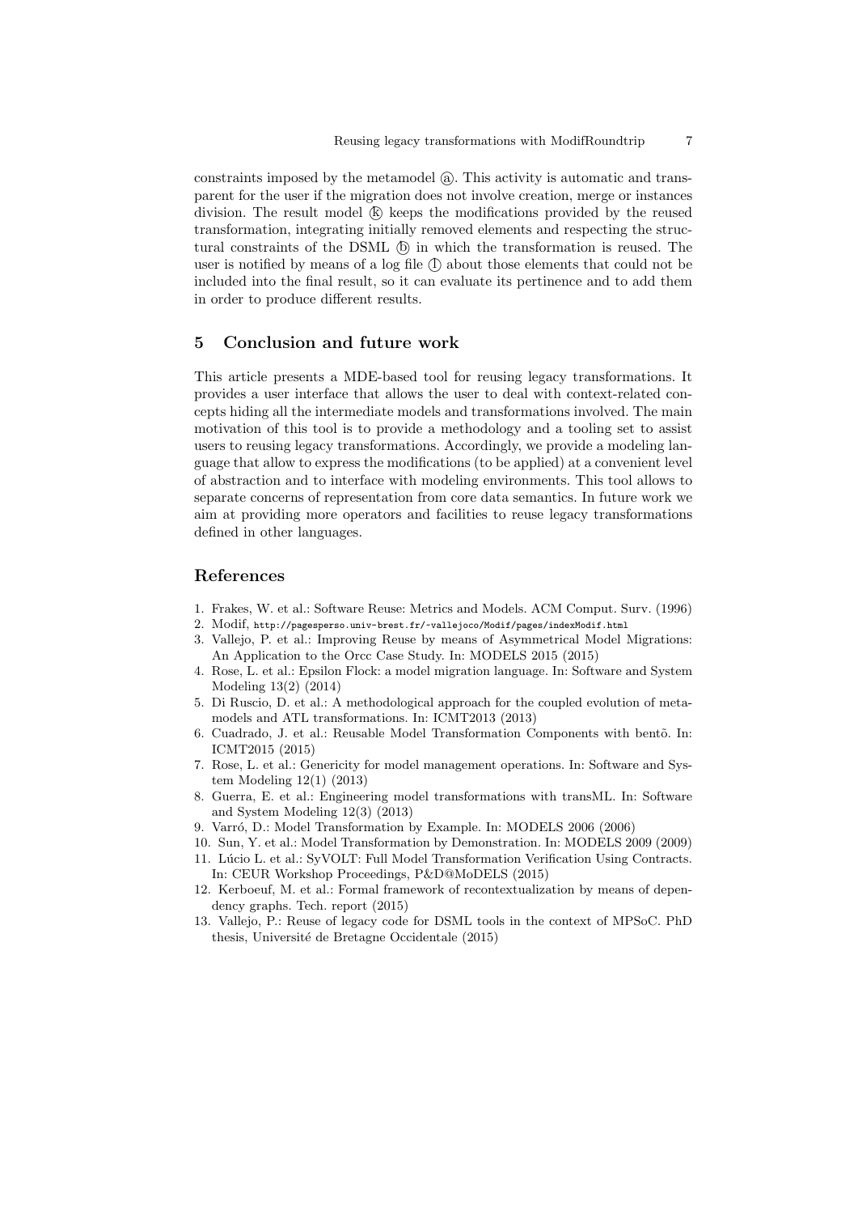constraints imposed by the metamodel ⓐ. This activity is automatic and transparent for the user if the migration does not involve creation, merge or instances division. The result model ⓚ keeps the modifications provided by the reused transformation, integrating initially removed elements and respecting the structural constraints of the DSML ⓑ in which the transformation is reused. The user is notified by means of a log file ⓛ about those elements that could not be included into the final result, so it can evaluate its pertinence and to add them in order to produce different results.

## 5 Conclusion and future work

This article presents a MDE-based tool for reusing legacy transformations. It provides a user interface that allows the user to deal with context-related concepts hiding all the intermediate models and transformations involved. The main motivation of this tool is to provide a methodology and a tooling set to assist users to reusing legacy transformations. Accordingly, we provide a modeling language that allow to express the modifications (to be applied) at a convenient level of abstraction and to interface with modeling environments. This tool allows to separate concerns of representation from core data semantics. In future work we aim at providing more operators and facilities to reuse legacy transformations defined in other languages.

## References

1. Frakes, W. et al.: Software Reuse: Metrics and Models. ACM Comput. Surv. (1996)
2. Modif, http://pagesperso.univ-brest.fr/~vallejoco/Modif/pages/indexModif.html
3. Vallejo, P. et al.: Improving Reuse by means of Asymmetrical Model Migrations: An Application to the Orcc Case Study. In: MODELS 2015 (2015)
4. Rose, L. et al.: Epsilon Flock: a model migration language. In: Software and System Modeling 13(2) (2014)
5. Di Ruscio, D. et al.: A methodological approach for the coupled evolution of metamodels and ATL transformations. In: ICMT2013 (2013)
6. Cuadrado, J. et al.: Reusable Model Transformation Components with bentõ. In: ICMT2015 (2015)
7. Rose, L. et al.: Genericity for model management operations. In: Software and System Modeling 12(1) (2013)
8. Guerra, E. et al.: Engineering model transformations with transML. In: Software and System Modeling 12(3) (2013)
9. Varró, D.: Model Transformation by Example. In: MODELS 2006 (2006)
10. Sun, Y. et al.: Model Transformation by Demonstration. In: MODELS 2009 (2009)
11. Lúcio L. et al.: SyVOLT: Full Model Transformation Verification Using Contracts. In: CEUR Workshop Proceedings, P&D@MoDELS (2015)
12. Kerboeuf, M. et al.: Formal framework of recontextualization by means of dependency graphs. Tech. report (2015)
13. Vallejo, P.: Reuse of legacy code for DSML tools in the context of MPSoC. PhD thesis, Université de Bretagne Occidentale (2015)